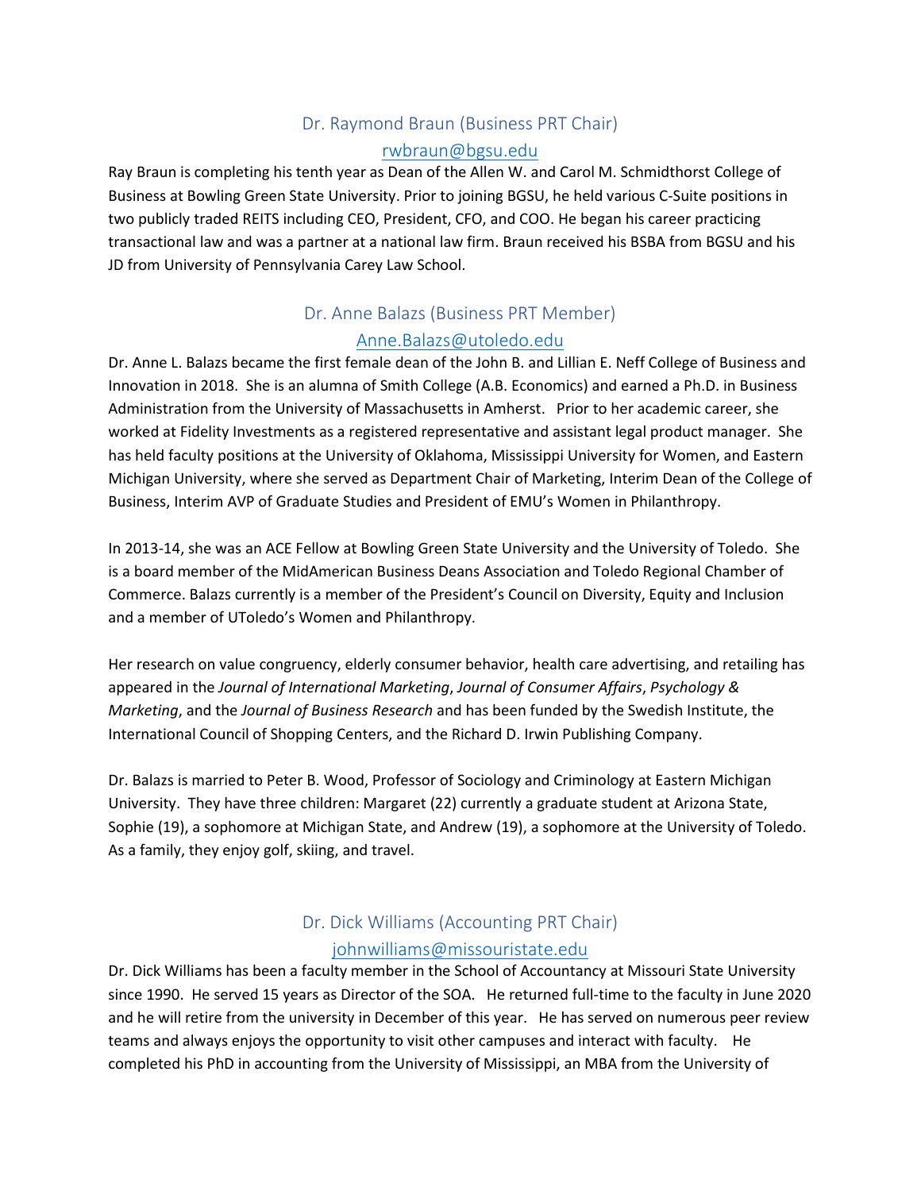## Dr. Raymond Braun (Business PRT Chair)

rwbraun@bgsu.edu

Ray Braun is completing his tenth year as Dean of the Allen W. and Carol M. Schmidthorst College of Business at Bowling Green State University. Prior to joining BGSU, he held various C-Suite positions in two publicly traded REITS including CEO, President, CFO, and COO. He began his career practicing transactional law and was a partner at a national law firm. Braun received his BSBA from BGSU and his JD from University of Pennsylvania Carey Law School.

## Dr. Anne Balazs (Business PRT Member)

Anne.Balazs@utoledo.edu

Dr. Anne L. Balazs became the first female dean of the John B. and Lillian E. Neff College of Business and Innovation in 2018. She is an alumna of Smith College (A.B. Economics) and earned a Ph.D. in Business Administration from the University of Massachusetts in Amherst. Prior to her academic career, she worked at Fidelity Investments as a registered representative and assistant legal product manager. She has held faculty positions at the University of Oklahoma, Mississippi University for Women, and Eastern Michigan University, where she served as Department Chair of Marketing, Interim Dean of the College of Business, Interim AVP of Graduate Studies and President of EMU's Women in Philanthropy.

In 2013-14, she was an ACE Fellow at Bowling Green State University and the University of Toledo. She is a board member of the MidAmerican Business Deans Association and Toledo Regional Chamber of Commerce. Balazs currently is a member of the President's Council on Diversity, Equity and Inclusion and a member of UToledo's Women and Philanthropy.

Her research on value congruency, elderly consumer behavior, health care advertising, and retailing has appeared in the *Journal of International Marketing*, *Journal of Consumer Affairs*, *Psychology & Marketing*, and the *Journal of Business Research* and has been funded by the Swedish Institute, the International Council of Shopping Centers, and the Richard D. Irwin Publishing Company.

Dr. Balazs is married to Peter B. Wood, Professor of Sociology and Criminology at Eastern Michigan University. They have three children: Margaret (22) currently a graduate student at Arizona State, Sophie (19), a sophomore at Michigan State, and Andrew (19), a sophomore at the University of Toledo. As a family, they enjoy golf, skiing, and travel.

## Dr. Dick Williams (Accounting PRT Chair)

johnwilliams@missouristate.edu

Dr. Dick Williams has been a faculty member in the School of Accountancy at Missouri State University since 1990. He served 15 years as Director of the SOA. He returned full-time to the faculty in June 2020 and he will retire from the university in December of this year. He has served on numerous peer review teams and always enjoys the opportunity to visit other campuses and interact with faculty. He completed his PhD in accounting from the University of Mississippi, an MBA from the University of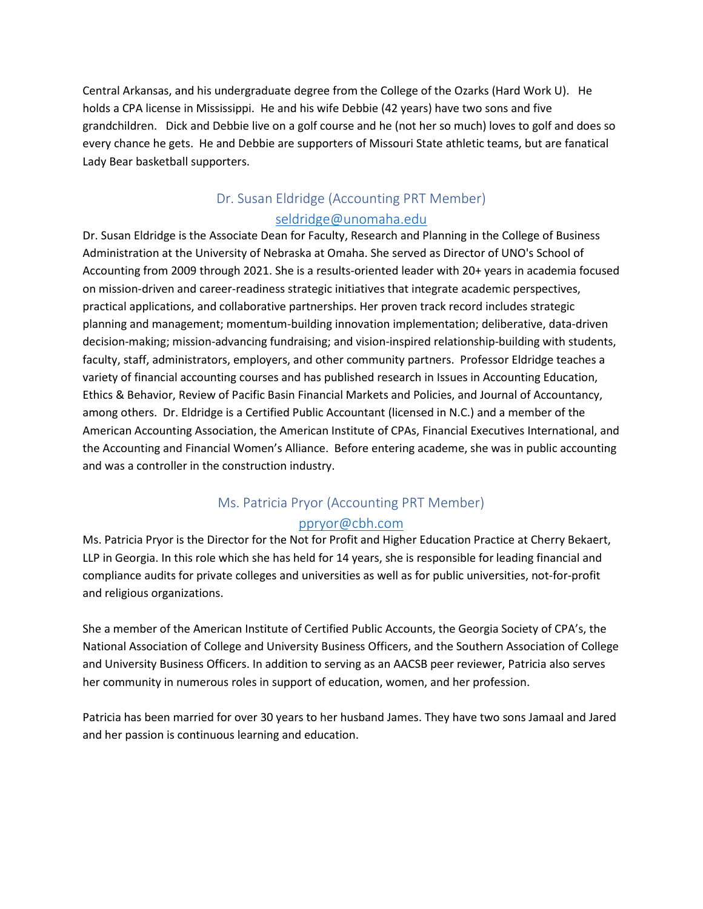Central Arkansas, and his undergraduate degree from the College of the Ozarks (Hard Work U). He holds a CPA license in Mississippi. He and his wife Debbie (42 years) have two sons and five grandchildren. Dick and Debbie live on a golf course and he (not her so much) loves to golf and does so every chance he gets. He and Debbie are supporters of Missouri State athletic teams, but are fanatical Lady Bear basketball supporters.

## Dr. Susan Eldridge (Accounting PRT Member)

seldridge@unomaha.edu

Dr. Susan Eldridge is the Associate Dean for Faculty, Research and Planning in the College of Business Administration at the University of Nebraska at Omaha. She served as Director of UNO's School of Accounting from 2009 through 2021. She is a results-oriented leader with 20+ years in academia focused on mission-driven and career-readiness strategic initiatives that integrate academic perspectives, practical applications, and collaborative partnerships. Her proven track record includes strategic planning and management; momentum-building innovation implementation; deliberative, data-driven decision-making; mission-advancing fundraising; and vision-inspired relationship-building with students, faculty, staff, administrators, employers, and other community partners. Professor Eldridge teaches a variety of financial accounting courses and has published research in Issues in Accounting Education, Ethics & Behavior, Review of Pacific Basin Financial Markets and Policies, and Journal of Accountancy, among others. Dr. Eldridge is a Certified Public Accountant (licensed in N.C.) and a member of the American Accounting Association, the American Institute of CPAs, Financial Executives International, and the Accounting and Financial Women's Alliance. Before entering academe, she was in public accounting and was a controller in the construction industry.

## Ms. Patricia Pryor (Accounting PRT Member)

ppryor@cbh.com

Ms. Patricia Pryor is the Director for the Not for Profit and Higher Education Practice at Cherry Bekaert, LLP in Georgia. In this role which she has held for 14 years, she is responsible for leading financial and compliance audits for private colleges and universities as well as for public universities, not-for-profit and religious organizations.

She a member of the American Institute of Certified Public Accounts, the Georgia Society of CPA's, the National Association of College and University Business Officers, and the Southern Association of College and University Business Officers. In addition to serving as an AACSB peer reviewer, Patricia also serves her community in numerous roles in support of education, women, and her profession.

Patricia has been married for over 30 years to her husband James. They have two sons Jamaal and Jared and her passion is continuous learning and education.